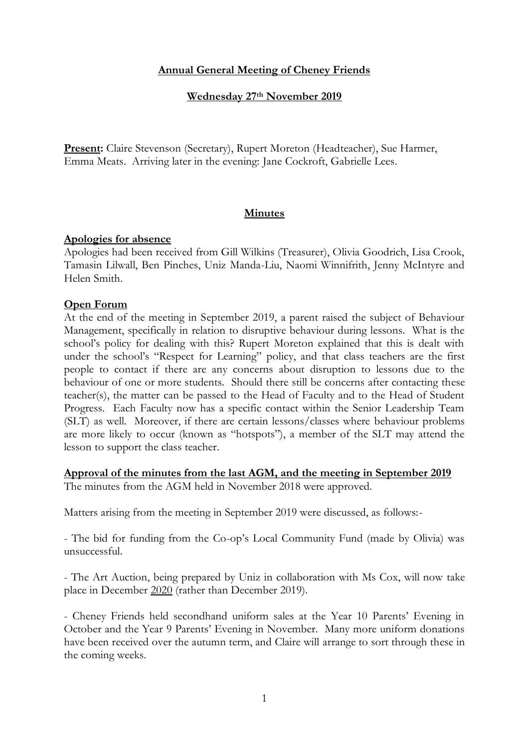**Annual General Meeting of Cheney Friends**

**Wednesday 27th November 2019**

**Present:** Claire Stevenson (Secretary), Rupert Moreton (Headteacher), Sue Harmer, Emma Meats. Arriving later in the evening: Jane Cockroft, Gabrielle Lees.

## Minutes

### Apologies for absence

Apologies had been received from Gill Wilkins (Treasurer), Olivia Goodrich, Lisa Crook, Tamasin Lilwall, Ben Pinches, Uniz Manda-Liu, Naomi Winnifrith, Jenny McIntyre and Helen Smith.

### Open Forum

At the end of the meeting in September 2019, a parent raised the subject of Behaviour Management, specifically in relation to disruptive behaviour during lessons. What is the school's policy for dealing with this? Rupert Moreton explained that this is dealt with under the school's "Respect for Learning" policy, and that class teachers are the first people to contact if there are any concerns about disruption to lessons due to the behaviour of one or more students. Should there still be concerns after contacting these teacher(s), the matter can be passed to the Head of Faculty and to the Head of Student Progress. Each Faculty now has a specific contact within the Senior Leadership Team (SLT) as well. Moreover, if there are certain lessons/classes where behaviour problems are more likely to occur (known as "hotspots"), a member of the SLT may attend the lesson to support the class teacher.

### Approval of the minutes from the last AGM, and the meeting in September 2019

The minutes from the AGM held in November 2018 were approved.

Matters arising from the meeting in September 2019 were discussed, as follows:-

- The bid for funding from the Co-op's Local Community Fund (made by Olivia) was unsuccessful.

- The Art Auction, being prepared by Uniz in collaboration with Ms Cox, will now take place in December 2020 (rather than December 2019).

- Cheney Friends held secondhand uniform sales at the Year 10 Parents' Evening in October and the Year 9 Parents' Evening in November. Many more uniform donations have been received over the autumn term, and Claire will arrange to sort through these in the coming weeks.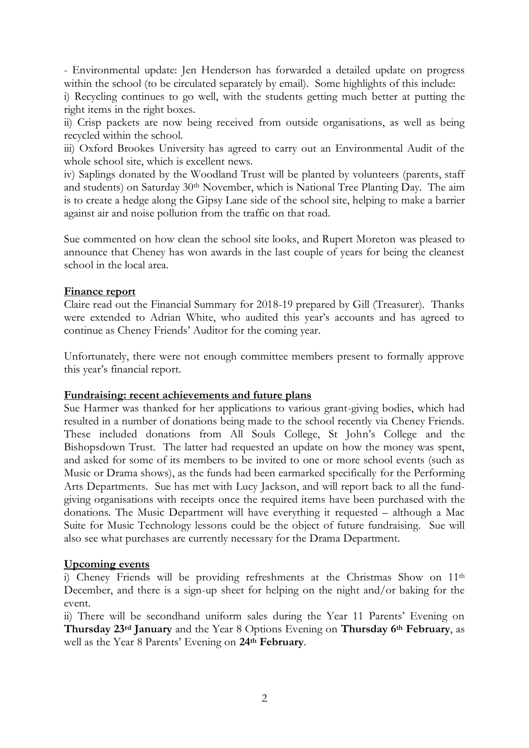- Environmental update: Jen Henderson has forwarded a detailed update on progress within the school (to be circulated separately by email). Some highlights of this include:

i) Recycling continues to go well, with the students getting much better at putting the right items in the right boxes.

ii) Crisp packets are now being received from outside organisations, as well as being recycled within the school.

iii) Oxford Brookes University has agreed to carry out an Environmental Audit of the whole school site, which is excellent news.

iv) Saplings donated by the Woodland Trust will be planted by volunteers (parents, staff and students) on Saturday 30th November, which is National Tree Planting Day. The aim is to create a hedge along the Gipsy Lane side of the school site, helping to make a barrier against air and noise pollution from the traffic on that road.

Sue commented on how clean the school site looks, and Rupert Moreton was pleased to announce that Cheney has won awards in the last couple of years for being the cleanest school in the local area.

**Finance report**

Claire read out the Financial Summary for 2018-19 prepared by Gill (Treasurer). Thanks were extended to Adrian White, who audited this year's accounts and has agreed to continue as Cheney Friends' Auditor for the coming year.

Unfortunately, there were not enough committee members present to formally approve this year's financial report.

**Fundraising: recent achievements and future plans**

Sue Harmer was thanked for her applications to various grant-giving bodies, which had resulted in a number of donations being made to the school recently via Cheney Friends. These included donations from All Souls College, St John's College and the Bishopsdown Trust. The latter had requested an update on how the money was spent, and asked for some of its members to be invited to one or more school events (such as Music or Drama shows), as the funds had been earmarked specifically for the Performing Arts Departments. Sue has met with Lucy Jackson, and will report back to all the fund-giving organisations with receipts once the required items have been purchased with the donations. The Music Department will have everything it requested – although a Mac Suite for Music Technology lessons could be the object of future fundraising. Sue will also see what purchases are currently necessary for the Drama Department.

**Upcoming events**

i) Cheney Friends will be providing refreshments at the Christmas Show on 11th December, and there is a sign-up sheet for helping on the night and/or baking for the event.

ii) There will be secondhand uniform sales during the Year 11 Parents' Evening on **Thursday 23rd January** and the Year 8 Options Evening on **Thursday 6th February**, as well as the Year 8 Parents' Evening on **24th February**.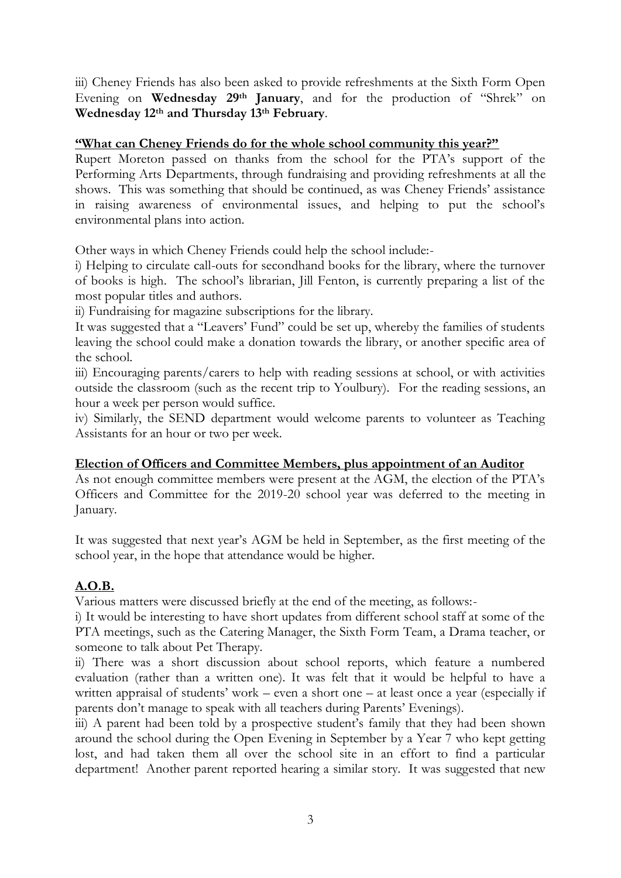iii) Cheney Friends has also been asked to provide refreshments at the Sixth Form Open Evening on **Wednesday 29th January**, and for the production of "Shrek" on **Wednesday 12th and Thursday 13th February**.

**"What can Cheney Friends do for the whole school community this year?"**

Rupert Moreton passed on thanks from the school for the PTA's support of the Performing Arts Departments, through fundraising and providing refreshments at all the shows. This was something that should be continued, as was Cheney Friends' assistance in raising awareness of environmental issues, and helping to put the school's environmental plans into action.

Other ways in which Cheney Friends could help the school include:-

i) Helping to circulate call-outs for secondhand books for the library, where the turnover of books is high. The school's librarian, Jill Fenton, is currently preparing a list of the most popular titles and authors.

ii) Fundraising for magazine subscriptions for the library.

It was suggested that a "Leavers' Fund" could be set up, whereby the families of students leaving the school could make a donation towards the library, or another specific area of the school.

iii) Encouraging parents/carers to help with reading sessions at school, or with activities outside the classroom (such as the recent trip to Youlbury). For the reading sessions, an hour a week per person would suffice.

iv) Similarly, the SEND department would welcome parents to volunteer as Teaching Assistants for an hour or two per week.

**Election of Officers and Committee Members, plus appointment of an Auditor**

As not enough committee members were present at the AGM, the election of the PTA's Officers and Committee for the 2019-20 school year was deferred to the meeting in January.

It was suggested that next year's AGM be held in September, as the first meeting of the school year, in the hope that attendance would be higher.

**A.O.B.**

Various matters were discussed briefly at the end of the meeting, as follows:-

i) It would be interesting to have short updates from different school staff at some of the PTA meetings, such as the Catering Manager, the Sixth Form Team, a Drama teacher, or someone to talk about Pet Therapy.

ii) There was a short discussion about school reports, which feature a numbered evaluation (rather than a written one). It was felt that it would be helpful to have a written appraisal of students' work – even a short one – at least once a year (especially if parents don't manage to speak with all teachers during Parents' Evenings).

iii) A parent had been told by a prospective student's family that they had been shown around the school during the Open Evening in September by a Year 7 who kept getting lost, and had taken them all over the school site in an effort to find a particular department! Another parent reported hearing a similar story. It was suggested that new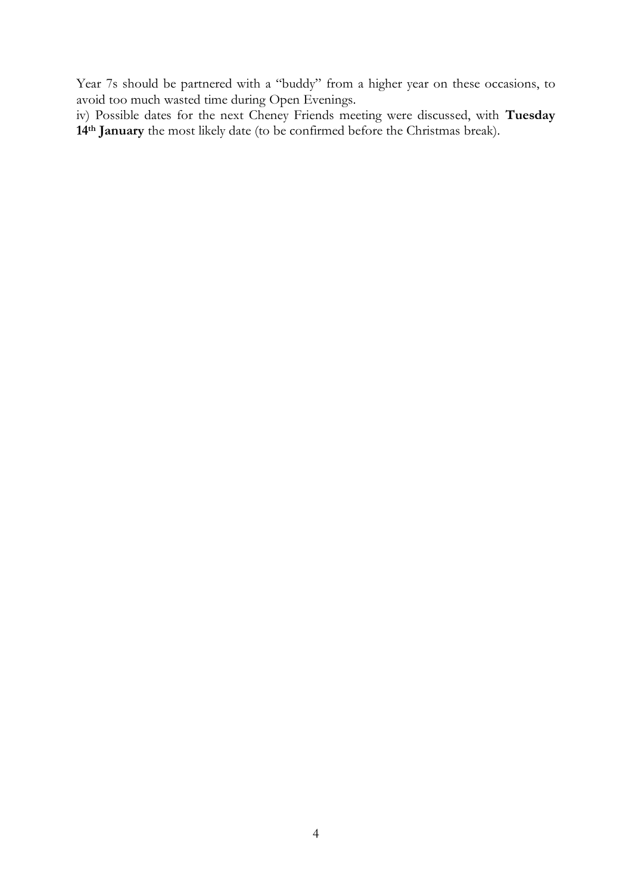Year 7s should be partnered with a "buddy" from a higher year on these occasions, to avoid too much wasted time during Open Evenings.

iv) Possible dates for the next Cheney Friends meeting were discussed, with **Tuesday 14th January** the most likely date (to be confirmed before the Christmas break).